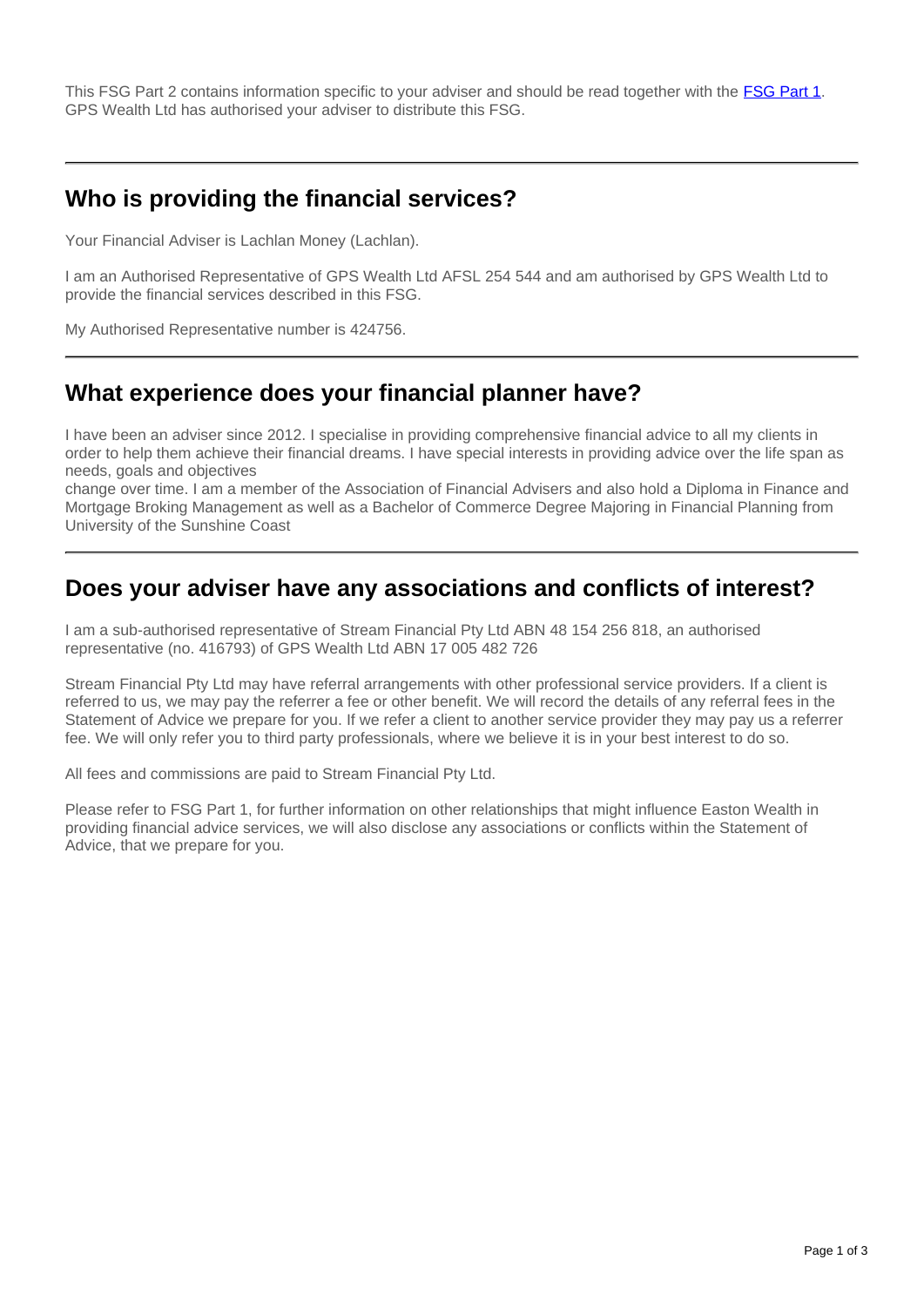This FSG Part 2 contains information specific to your adviser and should be read together with the [FSG Part 1](FSG Part 1). GPS Wealth Ltd has authorised your adviser to distribute this FSG.

---

## Who is providing the financial services?

Your Financial Adviser is Lachlan Money (Lachlan).

I am an Authorised Representative of GPS Wealth Ltd AFSL 254 544 and am authorised by GPS Wealth Ltd to provide the financial services described in this FSG.

My Authorised Representative number is 424756.

---

## What experience does your financial planner have?

I have been an adviser since 2012. I specialise in providing comprehensive financial advice to all my clients in order to help them achieve their financial dreams. I have special interests in providing advice over the life span as needs, goals and objectives
change over time. I am a member of the Association of Financial Advisers and also hold a Diploma in Finance and Mortgage Broking Management as well as a Bachelor of Commerce Degree Majoring in Financial Planning from University of the Sunshine Coast

---

## Does your adviser have any associations and conflicts of interest?

I am a sub-authorised representative of Stream Financial Pty Ltd ABN 48 154 256 818, an authorised representative (no. 416793) of GPS Wealth Ltd ABN 17 005 482 726

Stream Financial Pty Ltd may have referral arrangements with other professional service providers. If a client is referred to us, we may pay the referrer a fee or other benefit. We will record the details of any referral fees in the Statement of Advice we prepare for you. If we refer a client to another service provider they may pay us a referrer fee. We will only refer you to third party professionals, where we believe it is in your best interest to do so.

All fees and commissions are paid to Stream Financial Pty Ltd.

Please refer to FSG Part 1, for further information on other relationships that might influence Easton Wealth in providing financial advice services, we will also disclose any associations or conflicts within the Statement of Advice, that we prepare for you.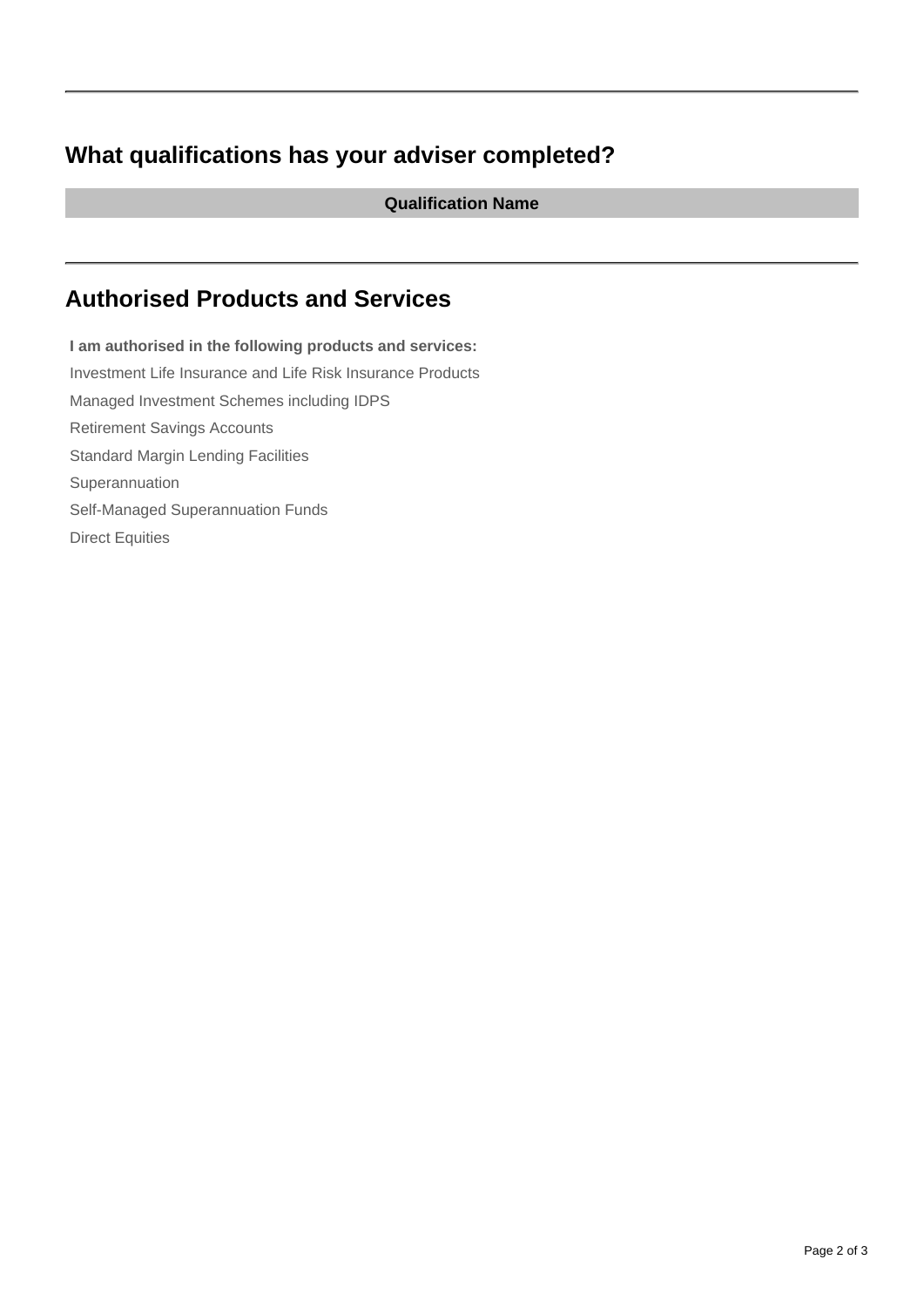## What qualifications has your adviser completed?

| Qualification Name |
| --- |

## Authorised Products and Services

**I am authorised in the following products and services:**

Investment Life Insurance and Life Risk Insurance Products

Managed Investment Schemes including IDPS

Retirement Savings Accounts

Standard Margin Lending Facilities

Superannuation

Self-Managed Superannuation Funds

Direct Equities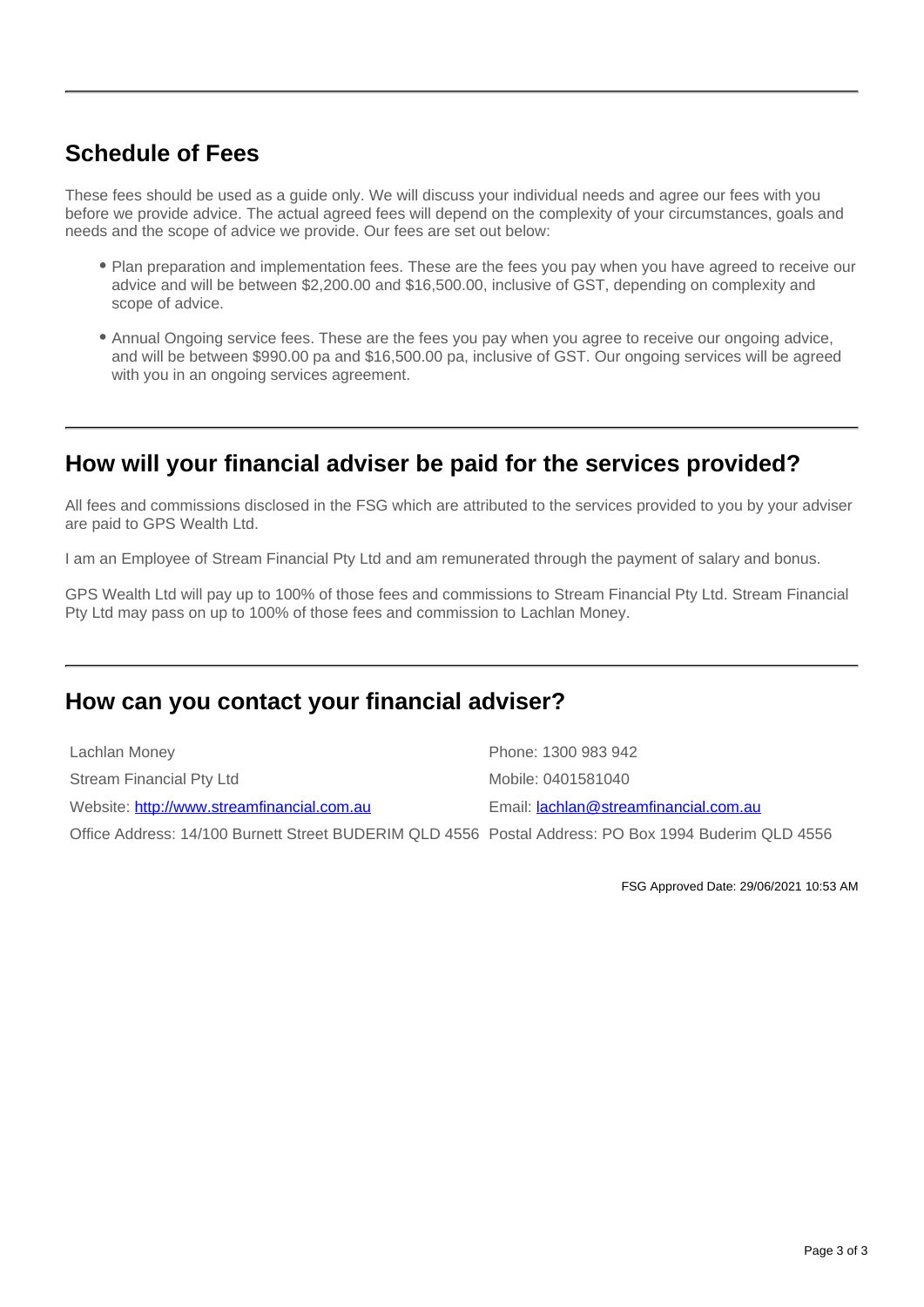## Schedule of Fees

These fees should be used as a guide only. We will discuss your individual needs and agree our fees with you before we provide advice. The actual agreed fees will depend on the complexity of your circumstances, goals and needs and the scope of advice we provide. Our fees are set out below:

- Plan preparation and implementation fees. These are the fees you pay when you have agreed to receive our advice and will be between $2,200.00 and $16,500.00, inclusive of GST, depending on complexity and scope of advice.
- Annual Ongoing service fees. These are the fees you pay when you agree to receive our ongoing advice, and will be between $990.00 pa and $16,500.00 pa, inclusive of GST. Our ongoing services will be agreed with you in an ongoing services agreement.

## How will your financial adviser be paid for the services provided?

All fees and commissions disclosed in the FSG which are attributed to the services provided to you by your adviser are paid to GPS Wealth Ltd.

I am an Employee of Stream Financial Pty Ltd and am remunerated through the payment of salary and bonus.

GPS Wealth Ltd will pay up to 100% of those fees and commissions to Stream Financial Pty Ltd. Stream Financial Pty Ltd may pass on up to 100% of those fees and commission to Lachlan Money.

## How can you contact your financial adviser?

| | |
|---|---|
| Lachlan Money | Phone: 1300 983 942 |
| Stream Financial Pty Ltd | Mobile: 0401581040 |
| Website: http://www.streamfinancial.com.au | Email: lachlan@streamfinancial.com.au |
| Office Address: 14/100 Burnett Street BUDERIM QLD 4556 | Postal Address: PO Box 1994 Buderim QLD 4556 |

FSG Approved Date: 29/06/2021 10:53 AM